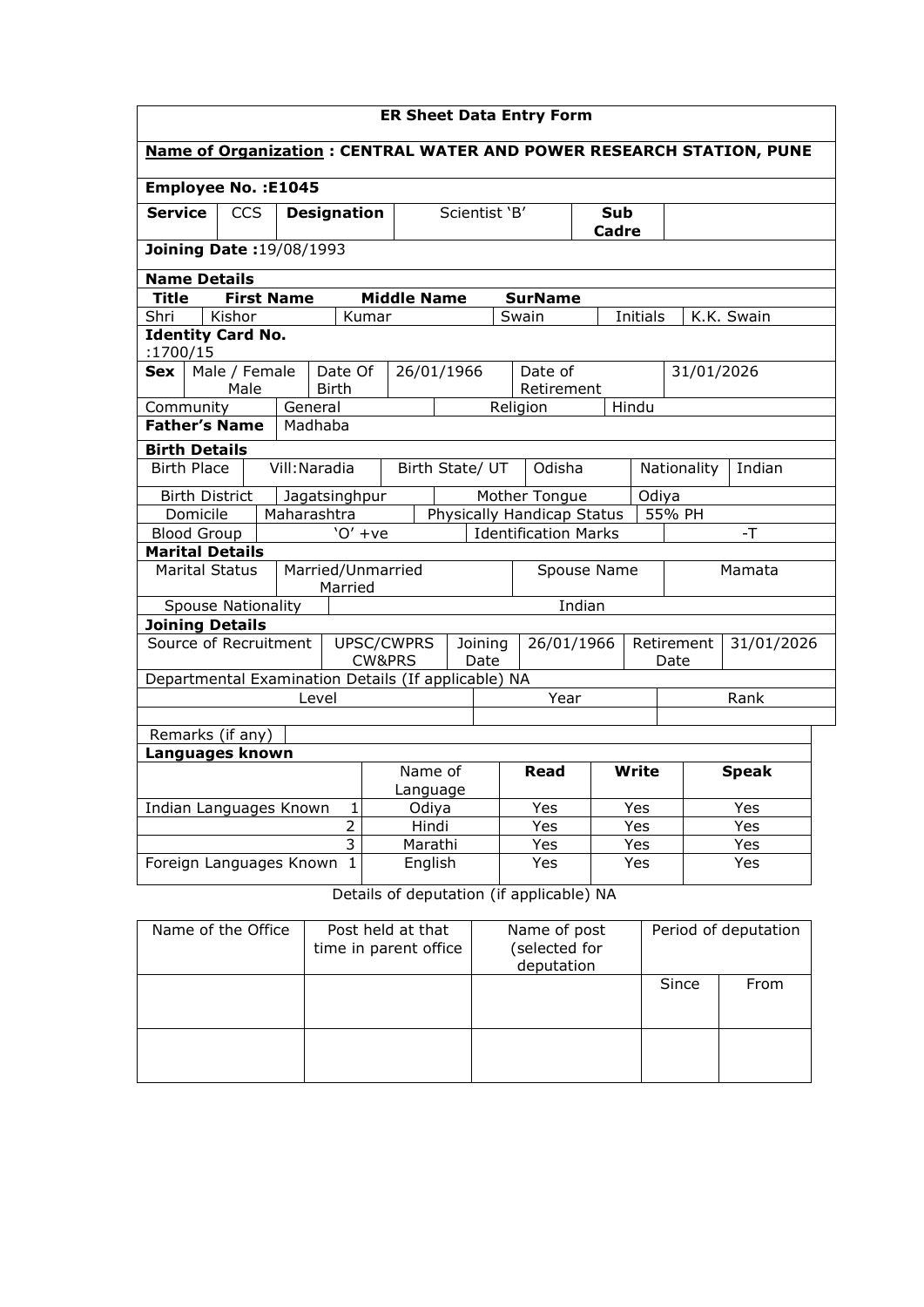## ER Sheet Data Entry Form

**Name of Organization : CENTRAL WATER AND POWER RESEARCH STATION, PUNE**

**Employee No. :E1045**

| **Service** | CCS | **Designation** | Scientist 'B' | **Sub Cadre** | |
|---|---|---|---|---|---|

**Joining Date :**19/08/1993

**Name Details**

| **Title** | **First Name** | **Middle Name** | **SurName** | | |
|---|---|---|---|---|---|
| Shri | Kishor | Kumar | Swain | Initials | K.K. Swain |

**Identity Card No.** :1700/15

| **Sex** | Male / Female Male | Date Of Birth | 26/01/1966 | Date of Retirement | 31/01/2026 |
|---|---|---|---|---|---|
| Community | General | | Religion | Hindu | |
| **Father's Name** | Madhaba | | | | |

**Birth Details**

| Birth Place | Vill:Naradia | Birth State/ UT | Odisha | Nationality | Indian |
|---|---|---|---|---|---|
| Birth District | Jagatsinghpur | Mother Tongue | Odiya | | |
| Domicile | Maharashtra | Physically Handicap Status | 55% PH | | |
| Blood Group | 'O' +ve | Identification Marks | -T | | |

**Marital Details**

| Marital Status | Married/Unmarried Married | Spouse Name | Mamata |
|---|---|---|---|
| Spouse Nationality | Indian | | |

**Joining Details**

| Source of Recruitment | UPSC/CWPRS CW&PRS | Joining Date | 26/01/1966 | Retirement Date | 31/01/2026 |
|---|---|---|---|---|---|

Departmental Examination Details (If applicable) NA

| Level | Year | Rank |
|---|---|---|
| | | |

Remarks (if any)

**Languages known**

| | | Name of Language | **Read** | **Write** | **Speak** |
|---|---|---|---|---|---|
| Indian Languages Known | 1 | Odiya | Yes | Yes | Yes |
| | 2 | Hindi | Yes | Yes | Yes |
| | 3 | Marathi | Yes | Yes | Yes |
| Foreign Languages Known | 1 | English | Yes | Yes | Yes |

Details of deputation (if applicable) NA

| Name of the Office | Post held at that time in parent office | Name of post (selected for deputation | Period of deputation | |
|---|---|---|---|---|
| | | | Since | From |
| | | | | |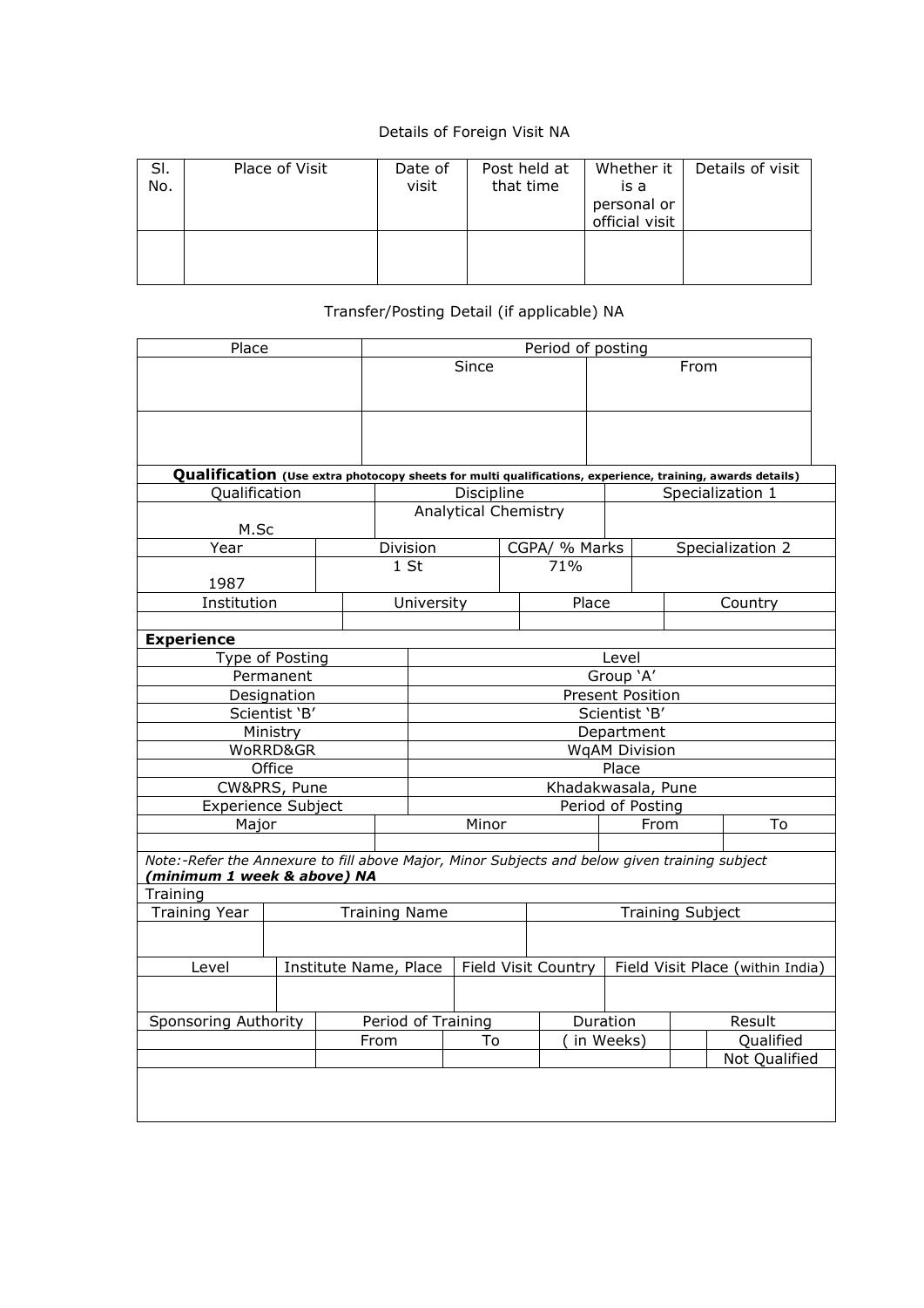Details of Foreign Visit NA

| Sl. No. | Place of Visit | Date of visit | Post held at that time | Whether it is a personal or official visit | Details of visit |
|---|---|---|---|---|---|
| | | | | | |

Transfer/Posting Detail (if applicable) NA

| Place | Period of posting | |
|---|---|---|
| | Since | From |
| | | |

**Qualification** **(Use extra photocopy sheets for multi qualifications, experience, training, awards details)**

| Qualification | Discipline | Specialization 1 |
|---|---|---|
| M.Sc | Analytical Chemistry | |

| Year | Division | CGPA/ % Marks | Specialization 2 |
|---|---|---|---|
| 1987 | 1 St | 71% | |

| Institution | University | Place | Country |
|---|---|---|---|
| | | | |

**Experience**

| Type of Posting | Level |
|---|---|
| Permanent | Group 'A' |
| Designation | Present Position |
| Scientist 'B' | Scientist 'B' |
| Ministry | Department |
| WoRRD&GR | WqAM Division |
| Office | Place |
| CW&PRS, Pune | Khadakwasala, Pune |
| Experience Subject | Period of Posting |

| Major | Minor | From | To |
|---|---|---|---|
| | | | |

*Note:-Refer the Annexure to fill above Major, Minor Subjects and below given training subject* ***(minimum 1 week & above) NA***

Training

| Training Year | Training Name | Training Subject |
|---|---|---|
| | | |

| Level | Institute Name, Place | Field Visit Country | Field Visit Place (within India) |
|---|---|---|---|
| | | | |

| Sponsoring Authority | Period of Training | | Duration | Result | |
|---|---|---|---|---|---|
| | From | To | ( in Weeks) | | Qualified |
| | | | | | Not Qualified |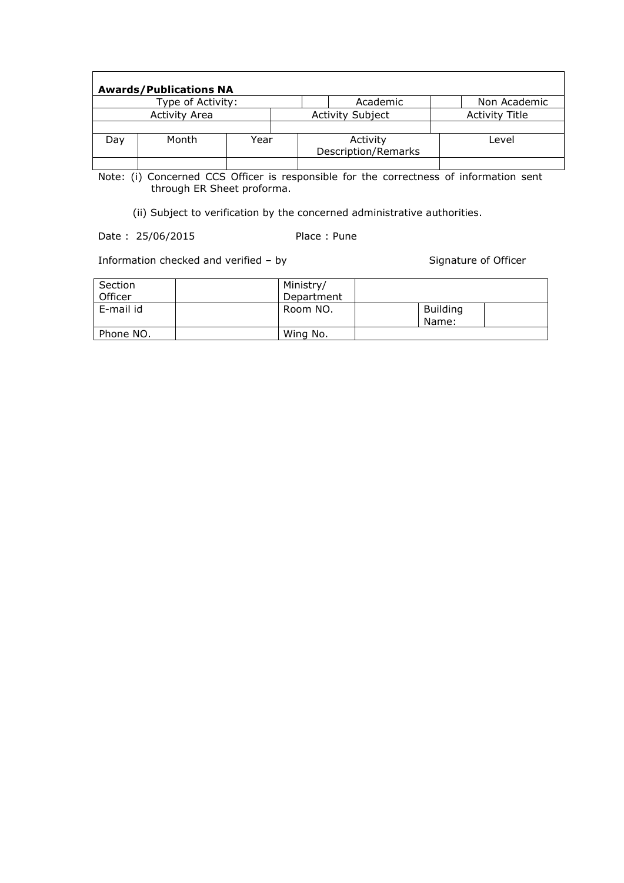**Awards/Publications NA**

| | | | | | | | |
|---|---|---|---|---|---|---|---|
| Type of Activity: | | | | | Academic | | Non Academic |
| Activity Area | | | Activity Subject | | | Activity Title | |
| | | | | | | | |
| Day | Month | Year | | Activity Description/Remarks | | Level | |
| | | | | | | | |

Note: (i) Concerned CCS Officer is responsible for the correctness of information sent through ER Sheet proforma.

(ii) Subject to verification by the concerned administrative authorities.

Date : 25/06/2015 Place : Pune

Information checked and verified – by Signature of Officer

| | | | | | |
|---|---|---|---|---|---|
| Section Officer | | Ministry/ Department | | | |
| E-mail id | | Room NO. | | Building Name: | |
| Phone NO. | | Wing No. | | | |